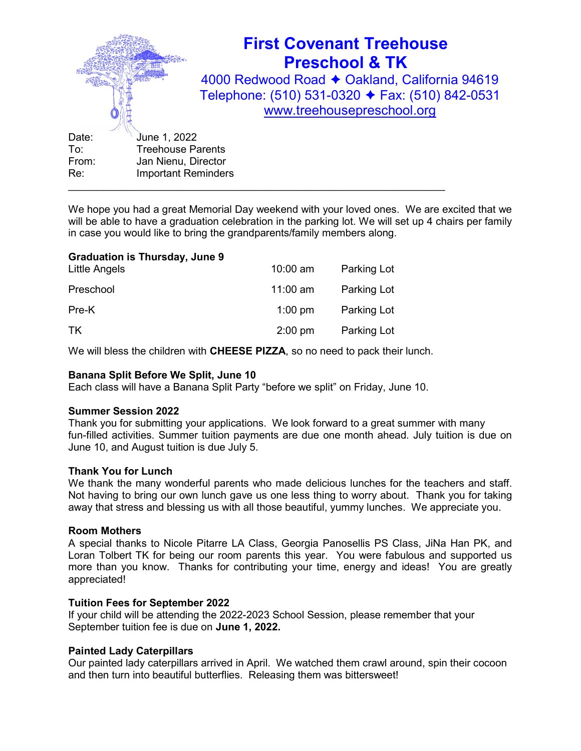# First Covenant Treehouse Preschool & TK

4000 Redwood Road ✦ Oakland, California 94619
Telephone: (510) 531-0320 ✦ Fax: (510) 842-0531
www.treehousepreschool.org

Date: June 1, 2022
To: Treehouse Parents
From: Jan Nienu, Director
Re: Important Reminders

---

We hope you had a great Memorial Day weekend with your loved ones. We are excited that we will be able to have a graduation celebration in the parking lot. We will set up 4 chairs per family in case you would like to bring the grandparents/family members along.

**Graduation is Thursday, June 9**

| | | |
|---|---|---|
| Little Angels | 10:00 am | Parking Lot |
| Preschool | 11:00 am | Parking Lot |
| Pre-K | 1:00 pm | Parking Lot |
| TK | 2:00 pm | Parking Lot |

We will bless the children with **CHEESE PIZZA**, so no need to pack their lunch.

**Banana Split Before We Split, June 10**
Each class will have a Banana Split Party "before we split" on Friday, June 10.

**Summer Session 2022**
Thank you for submitting your applications. We look forward to a great summer with many fun-filled activities. Summer tuition payments are due one month ahead. July tuition is due on June 10, and August tuition is due July 5.

**Thank You for Lunch**
We thank the many wonderful parents who made delicious lunches for the teachers and staff. Not having to bring our own lunch gave us one less thing to worry about. Thank you for taking away that stress and blessing us with all those beautiful, yummy lunches. We appreciate you.

**Room Mothers**
A special thanks to Nicole Pitarre LA Class, Georgia Panosellis PS Class, JiNa Han PK, and Loran Tolbert TK for being our room parents this year. You were fabulous and supported us more than you know. Thanks for contributing your time, energy and ideas! You are greatly appreciated!

**Tuition Fees for September 2022**
If your child will be attending the 2022-2023 School Session, please remember that your September tuition fee is due on **June 1, 2022.**

**Painted Lady Caterpillars**
Our painted lady caterpillars arrived in April. We watched them crawl around, spin their cocoon and then turn into beautiful butterflies. Releasing them was bittersweet!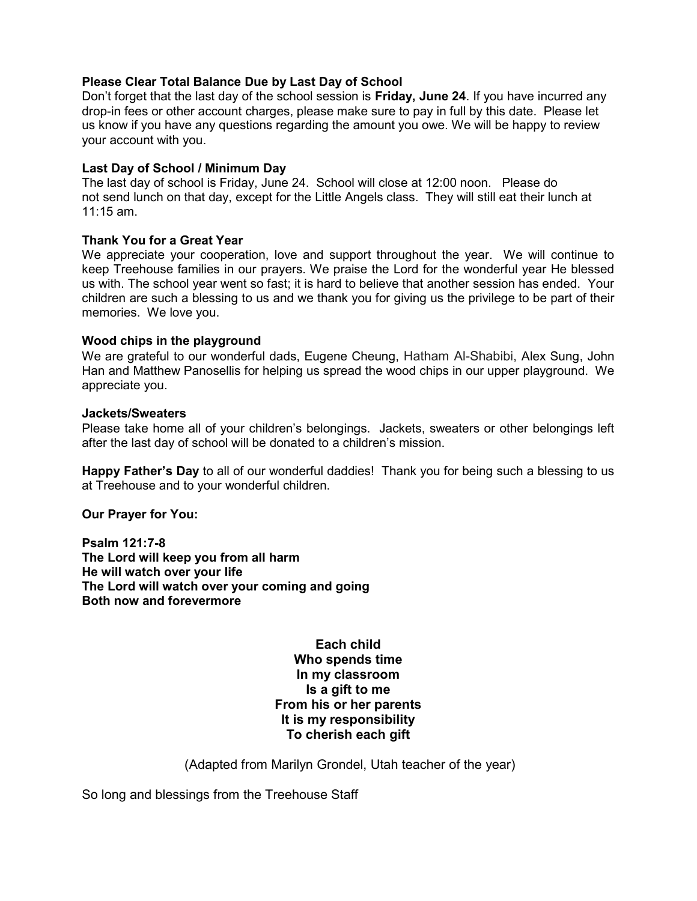**Please Clear Total Balance Due by Last Day of School**
Don't forget that the last day of the school session is **Friday, June 24**. If you have incurred any drop-in fees or other account charges, please make sure to pay in full by this date. Please let us know if you have any questions regarding the amount you owe. We will be happy to review your account with you.

**Last Day of School / Minimum Day**
The last day of school is Friday, June 24. School will close at 12:00 noon. Please do not send lunch on that day, except for the Little Angels class. They will still eat their lunch at 11:15 am.

**Thank You for a Great Year**
We appreciate your cooperation, love and support throughout the year. We will continue to keep Treehouse families in our prayers. We praise the Lord for the wonderful year He blessed us with. The school year went so fast; it is hard to believe that another session has ended. Your children are such a blessing to us and we thank you for giving us the privilege to be part of their memories. We love you.

**Wood chips in the playground**
We are grateful to our wonderful dads, Eugene Cheung, Hatham Al-Shabibi, Alex Sung, John Han and Matthew Panosellis for helping us spread the wood chips in our upper playground. We appreciate you.

**Jackets/Sweaters**
Please take home all of your children's belongings. Jackets, sweaters or other belongings left after the last day of school will be donated to a children's mission.

**Happy Father's Day** to all of our wonderful daddies! Thank you for being such a blessing to us at Treehouse and to your wonderful children.

**Our Prayer for You:**

**Psalm 121:7-8**
**The Lord will keep you from all harm**
**He will watch over your life**
**The Lord will watch over your coming and going**
**Both now and forevermore**

**Each child**
**Who spends time**
**In my classroom**
**Is a gift to me**
**From his or her parents**
**It is my responsibility**
**To cherish each gift**

(Adapted from Marilyn Grondel, Utah teacher of the year)

So long and blessings from the Treehouse Staff